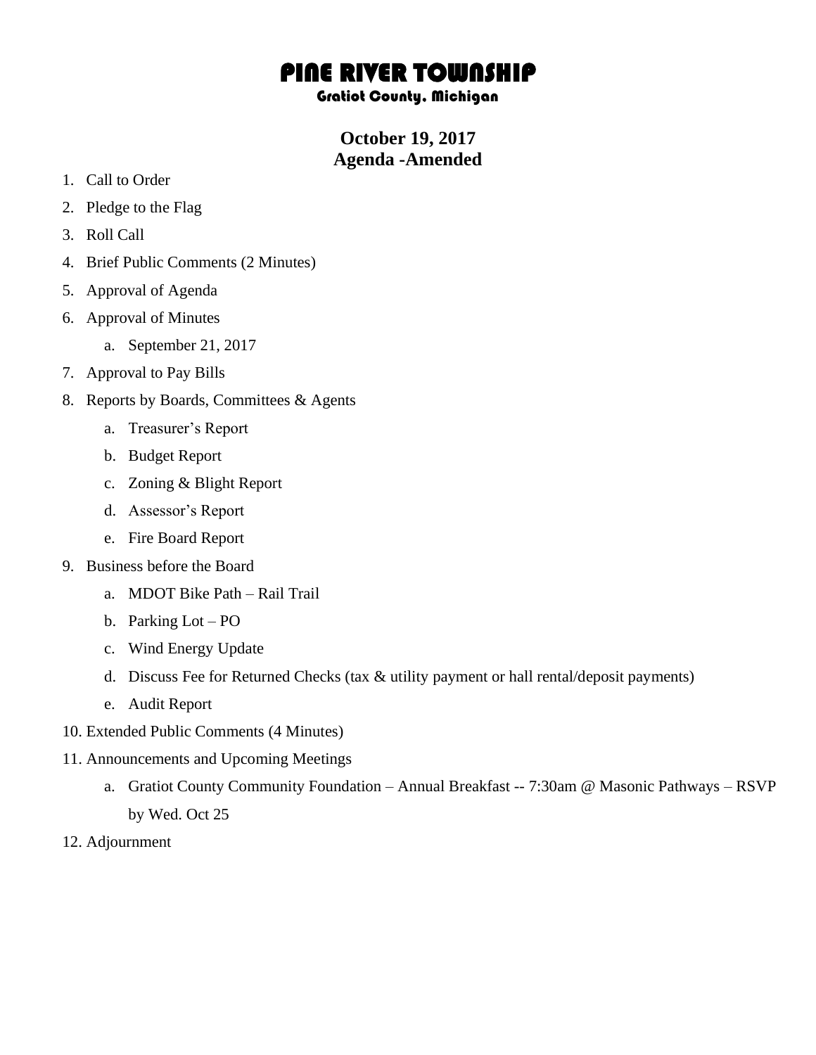# PINE RIVER TOWNSHIP

## Gratiot County, Michigan

**October 19, 2017**
**Agenda -Amended**

1. Call to Order
2. Pledge to the Flag
3. Roll Call
4. Brief Public Comments (2 Minutes)
5. Approval of Agenda
6. Approval of Minutes
    a. September 21, 2017
7. Approval to Pay Bills
8. Reports by Boards, Committees & Agents
    a. Treasurer's Report
    b. Budget Report
    c. Zoning & Blight Report
    d. Assessor's Report
    e. Fire Board Report
9. Business before the Board
    a. MDOT Bike Path – Rail Trail
    b. Parking Lot – PO
    c. Wind Energy Update
    d. Discuss Fee for Returned Checks (tax & utility payment or hall rental/deposit payments)
    e. Audit Report
10. Extended Public Comments (4 Minutes)
11. Announcements and Upcoming Meetings
    a. Gratiot County Community Foundation – Annual Breakfast -- 7:30am @ Masonic Pathways – RSVP by Wed. Oct 25
12. Adjournment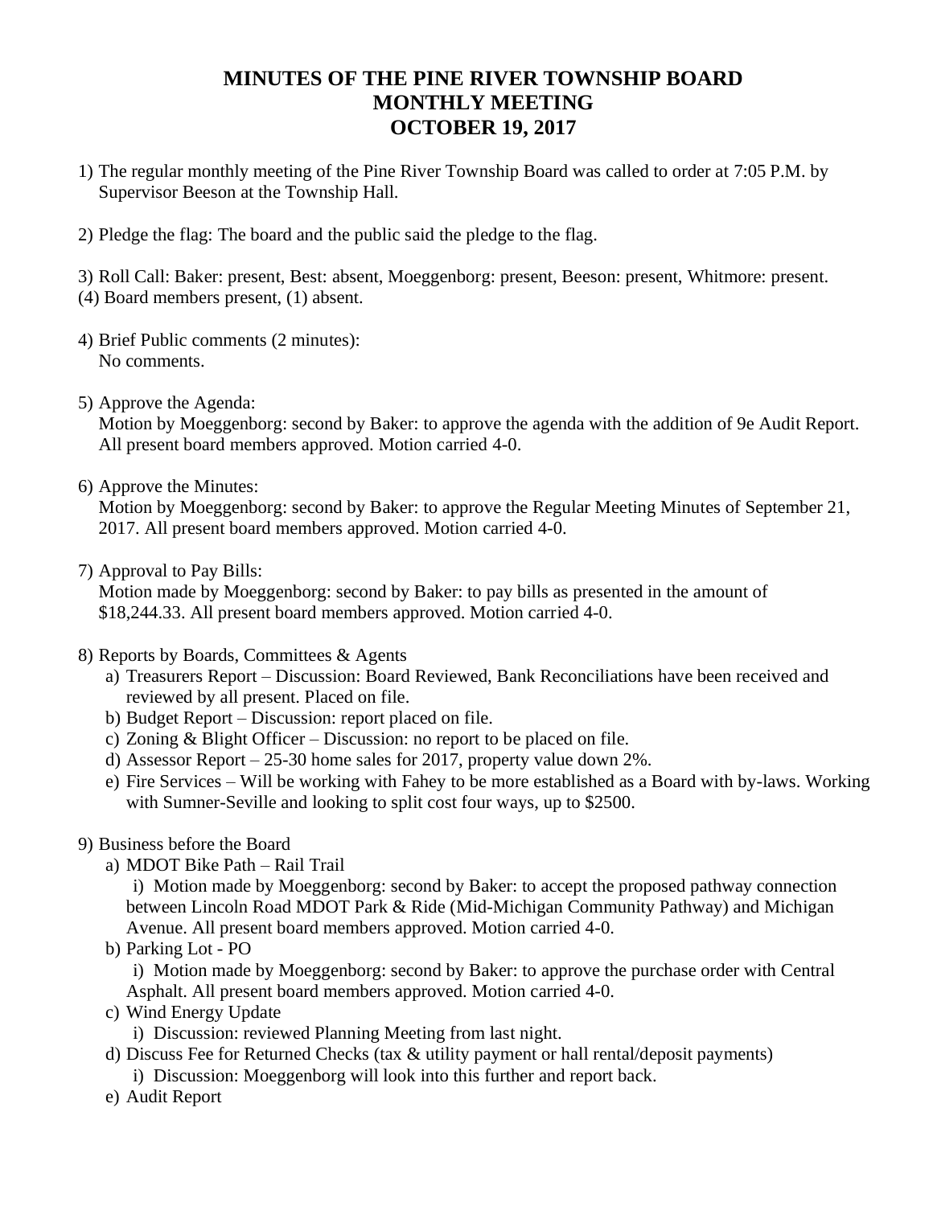# MINUTES OF THE PINE RIVER TOWNSHIP BOARD MONTHLY MEETING OCTOBER 19, 2017

1) The regular monthly meeting of the Pine River Township Board was called to order at 7:05 P.M. by Supervisor Beeson at the Township Hall.

2) Pledge the flag: The board and the public said the pledge to the flag.

3) Roll Call: Baker: present, Best: absent, Moeggenborg: present, Beeson: present, Whitmore: present.
(4) Board members present, (1) absent.

4) Brief Public comments (2 minutes):
   No comments.

5) Approve the Agenda:
   Motion by Moeggenborg: second by Baker: to approve the agenda with the addition of 9e Audit Report. All present board members approved. Motion carried 4-0.

6) Approve the Minutes:
   Motion by Moeggenborg: second by Baker: to approve the Regular Meeting Minutes of September 21, 2017. All present board members approved. Motion carried 4-0.

7) Approval to Pay Bills:
   Motion made by Moeggenborg: second by Baker: to pay bills as presented in the amount of $18,244.33. All present board members approved. Motion carried 4-0.

8) Reports by Boards, Committees & Agents
   a) Treasurers Report – Discussion: Board Reviewed, Bank Reconciliations have been received and reviewed by all present. Placed on file.
   b) Budget Report – Discussion: report placed on file.
   c) Zoning & Blight Officer – Discussion: no report to be placed on file.
   d) Assessor Report – 25-30 home sales for 2017, property value down 2%.
   e) Fire Services – Will be working with Fahey to be more established as a Board with by-laws. Working with Sumner-Seville and looking to split cost four ways, up to $2500.

9) Business before the Board
   a) MDOT Bike Path – Rail Trail
      i) Motion made by Moeggenborg: second by Baker: to accept the proposed pathway connection between Lincoln Road MDOT Park & Ride (Mid-Michigan Community Pathway) and Michigan Avenue. All present board members approved. Motion carried 4-0.
   b) Parking Lot - PO
      i) Motion made by Moeggenborg: second by Baker: to approve the purchase order with Central Asphalt. All present board members approved. Motion carried 4-0.
   c) Wind Energy Update
      i) Discussion: reviewed Planning Meeting from last night.
   d) Discuss Fee for Returned Checks (tax & utility payment or hall rental/deposit payments)
      i) Discussion: Moeggenborg will look into this further and report back.
   e) Audit Report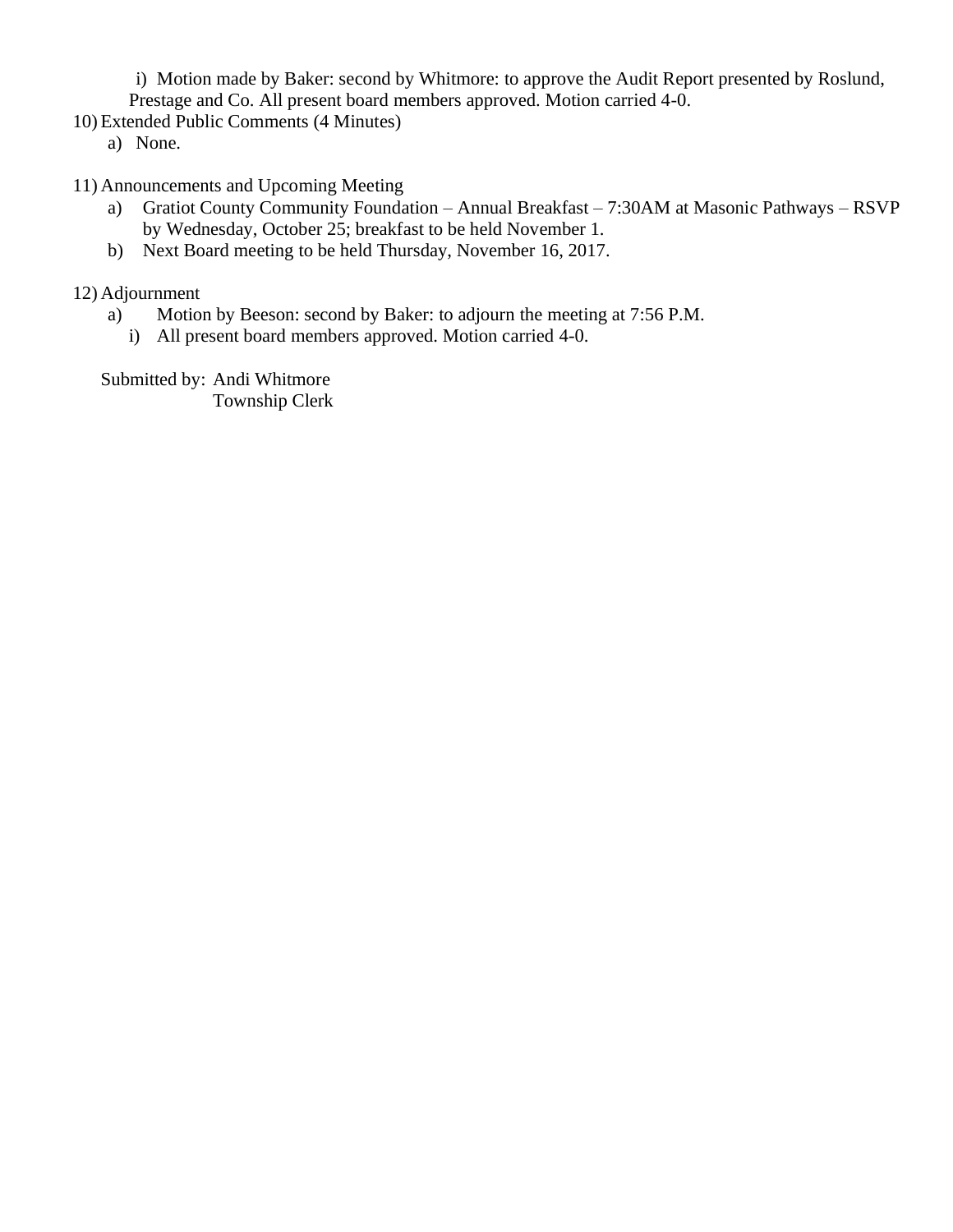i) Motion made by Baker: second by Whitmore: to approve the Audit Report presented by Roslund, Prestage and Co. All present board members approved. Motion carried 4-0.

10) Extended Public Comments (4 Minutes)
    a) None.

11) Announcements and Upcoming Meeting
    a) Gratiot County Community Foundation – Annual Breakfast – 7:30AM at Masonic Pathways – RSVP by Wednesday, October 25; breakfast to be held November 1.
    b) Next Board meeting to be held Thursday, November 16, 2017.

12) Adjournment
    a) Motion by Beeson: second by Baker: to adjourn the meeting at 7:56 P.M.
        i) All present board members approved. Motion carried 4-0.

Submitted by: Andi Whitmore
Township Clerk